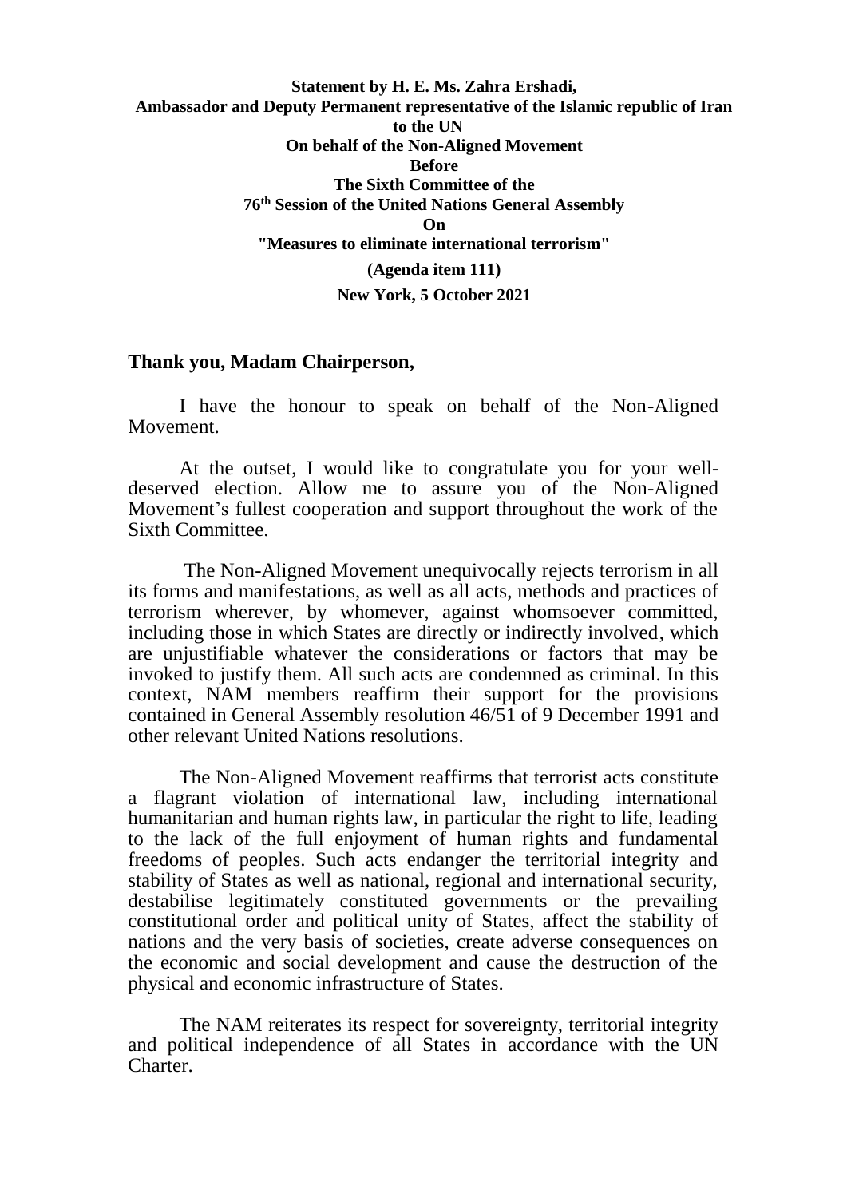**Statement by H. E. Ms. Zahra Ershadi,**
**Ambassador and Deputy Permanent representative of the Islamic republic of Iran to the UN**
**On behalf of the Non-Aligned Movement**
**Before**
**The Sixth Committee of the**
**76th Session of the United Nations General Assembly**
**On**
**"Measures to eliminate international terrorism"**
**(Agenda item 111)**
**New York, 5 October 2021**

## Thank you, Madam Chairperson,

I have the honour to speak on behalf of the Non-Aligned Movement.

At the outset, I would like to congratulate you for your well-deserved election. Allow me to assure you of the Non-Aligned Movement's fullest cooperation and support throughout the work of the Sixth Committee.

The Non-Aligned Movement unequivocally rejects terrorism in all its forms and manifestations, as well as all acts, methods and practices of terrorism wherever, by whomever, against whomsoever committed, including those in which States are directly or indirectly involved, which are unjustifiable whatever the considerations or factors that may be invoked to justify them. All such acts are condemned as criminal. In this context, NAM members reaffirm their support for the provisions contained in General Assembly resolution 46/51 of 9 December 1991 and other relevant United Nations resolutions.

The Non-Aligned Movement reaffirms that terrorist acts constitute a flagrant violation of international law, including international humanitarian and human rights law, in particular the right to life, leading to the lack of the full enjoyment of human rights and fundamental freedoms of peoples. Such acts endanger the territorial integrity and stability of States as well as national, regional and international security, destabilise legitimately constituted governments or the prevailing constitutional order and political unity of States, affect the stability of nations and the very basis of societies, create adverse consequences on the economic and social development and cause the destruction of the physical and economic infrastructure of States.

The NAM reiterates its respect for sovereignty, territorial integrity and political independence of all States in accordance with the UN Charter.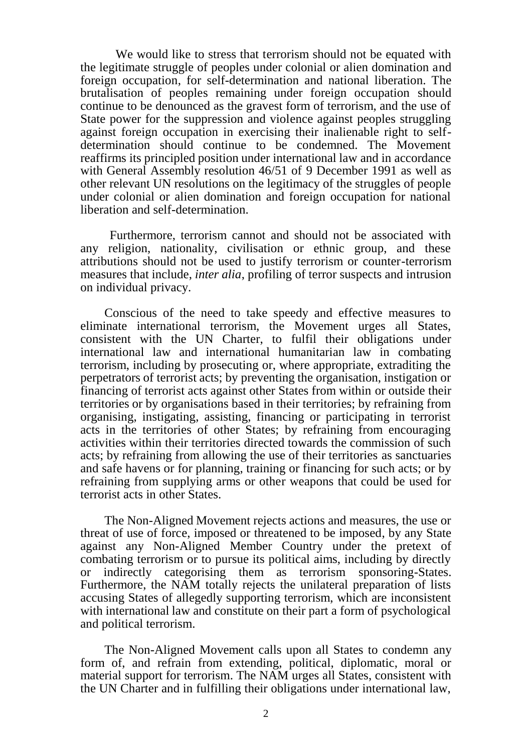We would like to stress that terrorism should not be equated with the legitimate struggle of peoples under colonial or alien domination and foreign occupation, for self-determination and national liberation. The brutalisation of peoples remaining under foreign occupation should continue to be denounced as the gravest form of terrorism, and the use of State power for the suppression and violence against peoples struggling against foreign occupation in exercising their inalienable right to self-determination should continue to be condemned. The Movement reaffirms its principled position under international law and in accordance with General Assembly resolution 46/51 of 9 December 1991 as well as other relevant UN resolutions on the legitimacy of the struggles of people under colonial or alien domination and foreign occupation for national liberation and self-determination.

Furthermore, terrorism cannot and should not be associated with any religion, nationality, civilisation or ethnic group, and these attributions should not be used to justify terrorism or counter-terrorism measures that include, *inter alia*, profiling of terror suspects and intrusion on individual privacy.

Conscious of the need to take speedy and effective measures to eliminate international terrorism, the Movement urges all States, consistent with the UN Charter, to fulfil their obligations under international law and international humanitarian law in combating terrorism, including by prosecuting or, where appropriate, extraditing the perpetrators of terrorist acts; by preventing the organisation, instigation or financing of terrorist acts against other States from within or outside their territories or by organisations based in their territories; by refraining from organising, instigating, assisting, financing or participating in terrorist acts in the territories of other States; by refraining from encouraging activities within their territories directed towards the commission of such acts; by refraining from allowing the use of their territories as sanctuaries and safe havens or for planning, training or financing for such acts; or by refraining from supplying arms or other weapons that could be used for terrorist acts in other States.

The Non-Aligned Movement rejects actions and measures, the use or threat of use of force, imposed or threatened to be imposed, by any State against any Non-Aligned Member Country under the pretext of combating terrorism or to pursue its political aims, including by directly or indirectly categorising them as terrorism sponsoring-States. Furthermore, the NAM totally rejects the unilateral preparation of lists accusing States of allegedly supporting terrorism, which are inconsistent with international law and constitute on their part a form of psychological and political terrorism.

The Non-Aligned Movement calls upon all States to condemn any form of, and refrain from extending, political, diplomatic, moral or material support for terrorism. The NAM urges all States, consistent with the UN Charter and in fulfilling their obligations under international law,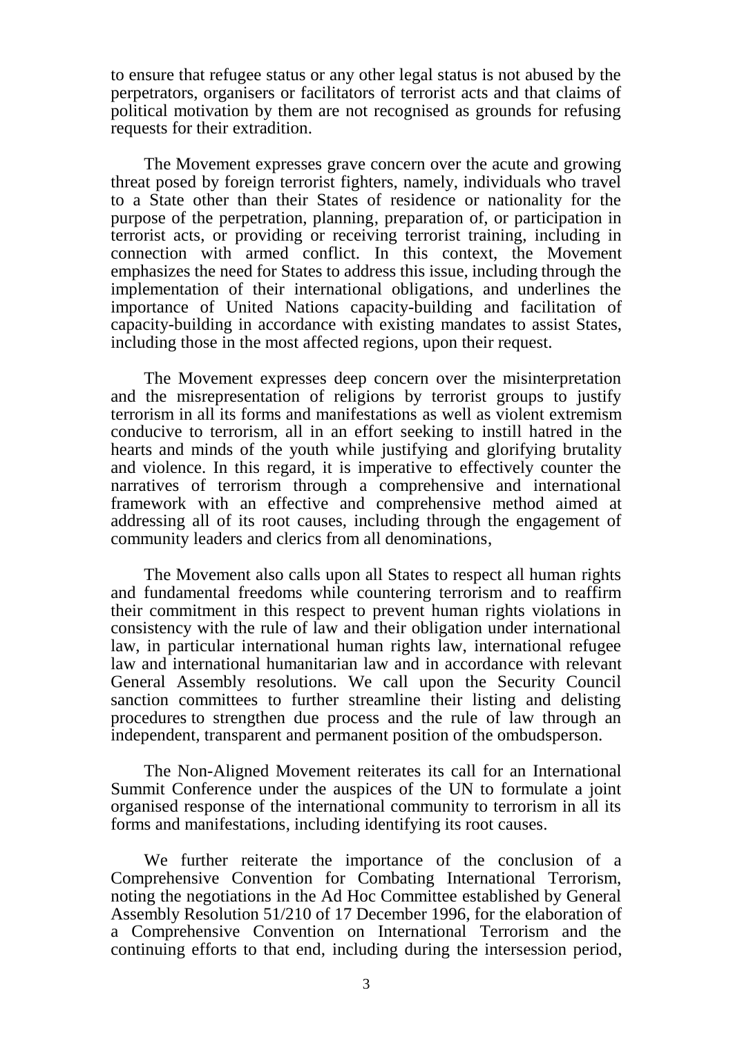to ensure that refugee status or any other legal status is not abused by the perpetrators, organisers or facilitators of terrorist acts and that claims of political motivation by them are not recognised as grounds for refusing requests for their extradition.

The Movement expresses grave concern over the acute and growing threat posed by foreign terrorist fighters, namely, individuals who travel to a State other than their States of residence or nationality for the purpose of the perpetration, planning, preparation of, or participation in terrorist acts, or providing or receiving terrorist training, including in connection with armed conflict. In this context, the Movement emphasizes the need for States to address this issue, including through the implementation of their international obligations, and underlines the importance of United Nations capacity-building and facilitation of capacity-building in accordance with existing mandates to assist States, including those in the most affected regions, upon their request.

The Movement expresses deep concern over the misinterpretation and the misrepresentation of religions by terrorist groups to justify terrorism in all its forms and manifestations as well as violent extremism conducive to terrorism, all in an effort seeking to instill hatred in the hearts and minds of the youth while justifying and glorifying brutality and violence. In this regard, it is imperative to effectively counter the narratives of terrorism through a comprehensive and international framework with an effective and comprehensive method aimed at addressing all of its root causes, including through the engagement of community leaders and clerics from all denominations,

The Movement also calls upon all States to respect all human rights and fundamental freedoms while countering terrorism and to reaffirm their commitment in this respect to prevent human rights violations in consistency with the rule of law and their obligation under international law, in particular international human rights law, international refugee law and international humanitarian law and in accordance with relevant General Assembly resolutions. We call upon the Security Council sanction committees to further streamline their listing and delisting procedures to strengthen due process and the rule of law through an independent, transparent and permanent position of the ombudsperson.

The Non-Aligned Movement reiterates its call for an International Summit Conference under the auspices of the UN to formulate a joint organised response of the international community to terrorism in all its forms and manifestations, including identifying its root causes.

We further reiterate the importance of the conclusion of a Comprehensive Convention for Combating International Terrorism, noting the negotiations in the Ad Hoc Committee established by General Assembly Resolution 51/210 of 17 December 1996, for the elaboration of a Comprehensive Convention on International Terrorism and the continuing efforts to that end, including during the intersession period,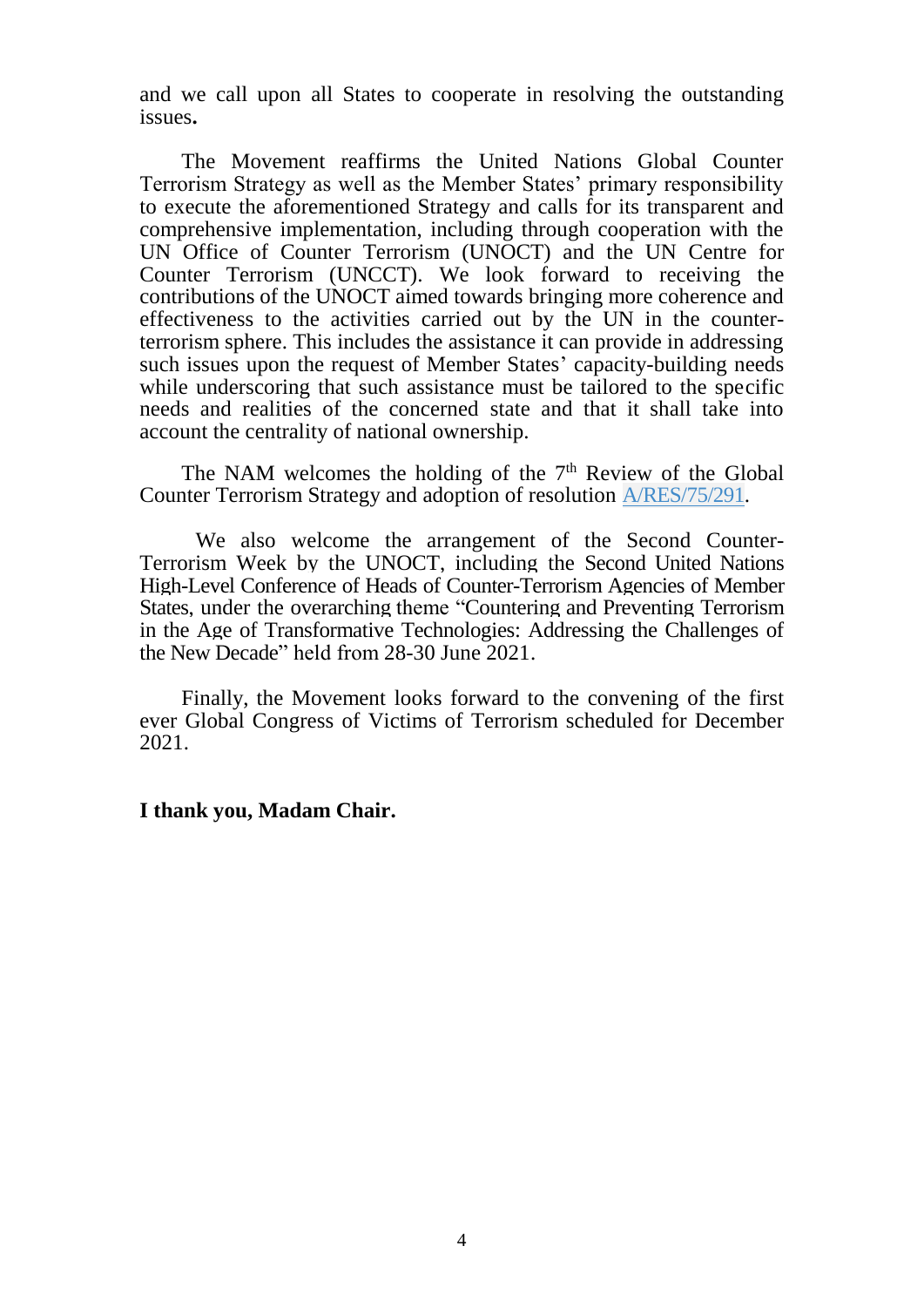and we call upon all States to cooperate in resolving the outstanding issues**.**

The Movement reaffirms the United Nations Global Counter Terrorism Strategy as well as the Member States' primary responsibility to execute the aforementioned Strategy and calls for its transparent and comprehensive implementation, including through cooperation with the UN Office of Counter Terrorism (UNOCT) and the UN Centre for Counter Terrorism (UNCCT). We look forward to receiving the contributions of the UNOCT aimed towards bringing more coherence and effectiveness to the activities carried out by the UN in the counter-terrorism sphere. This includes the assistance it can provide in addressing such issues upon the request of Member States' capacity-building needs while underscoring that such assistance must be tailored to the specific needs and realities of the concerned state and that it shall take into account the centrality of national ownership.

The NAM welcomes the holding of the 7th Review of the Global Counter Terrorism Strategy and adoption of resolution A/RES/75/291.

We also welcome the arrangement of the Second Counter-Terrorism Week by the UNOCT, including the Second United Nations High-Level Conference of Heads of Counter-Terrorism Agencies of Member States, under the overarching theme "Countering and Preventing Terrorism in the Age of Transformative Technologies: Addressing the Challenges of the New Decade" held from 28-30 June 2021.

Finally, the Movement looks forward to the convening of the first ever Global Congress of Victims of Terrorism scheduled for December 2021.

**I thank you, Madam Chair.**